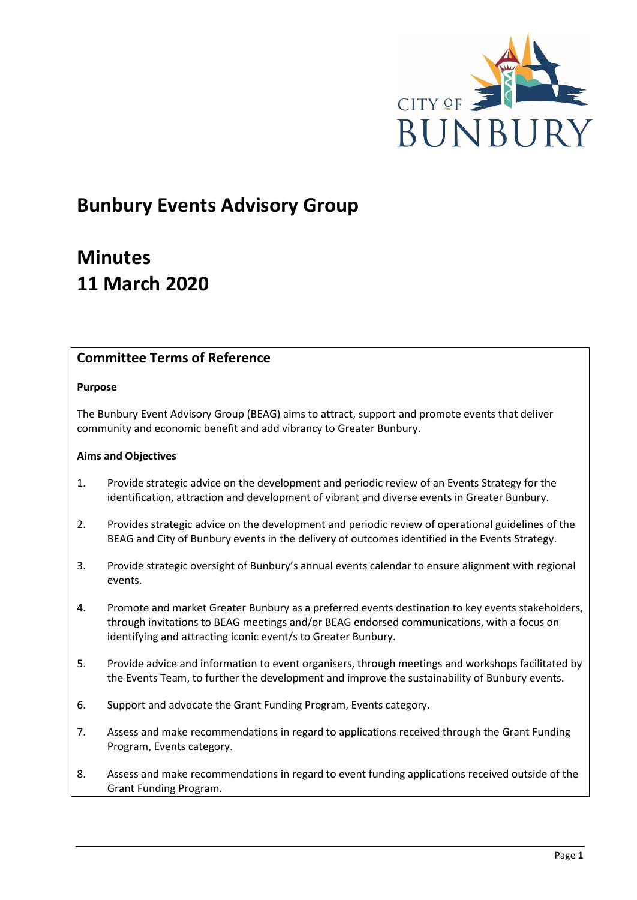# Bunbury Events Advisory Group

# Minutes
# 11 March 2020

## Committee Terms of Reference

**Purpose**

The Bunbury Event Advisory Group (BEAG) aims to attract, support and promote events that deliver community and economic benefit and add vibrancy to Greater Bunbury.

**Aims and Objectives**

1. Provide strategic advice on the development and periodic review of an Events Strategy for the identification, attraction and development of vibrant and diverse events in Greater Bunbury.

2. Provides strategic advice on the development and periodic review of operational guidelines of the BEAG and City of Bunbury events in the delivery of outcomes identified in the Events Strategy.

3. Provide strategic oversight of Bunbury's annual events calendar to ensure alignment with regional events.

4. Promote and market Greater Bunbury as a preferred events destination to key events stakeholders, through invitations to BEAG meetings and/or BEAG endorsed communications, with a focus on identifying and attracting iconic event/s to Greater Bunbury.

5. Provide advice and information to event organisers, through meetings and workshops facilitated by the Events Team, to further the development and improve the sustainability of Bunbury events.

6. Support and advocate the Grant Funding Program, Events category.

7. Assess and make recommendations in regard to applications received through the Grant Funding Program, Events category.

8. Assess and make recommendations in regard to event funding applications received outside of the Grant Funding Program.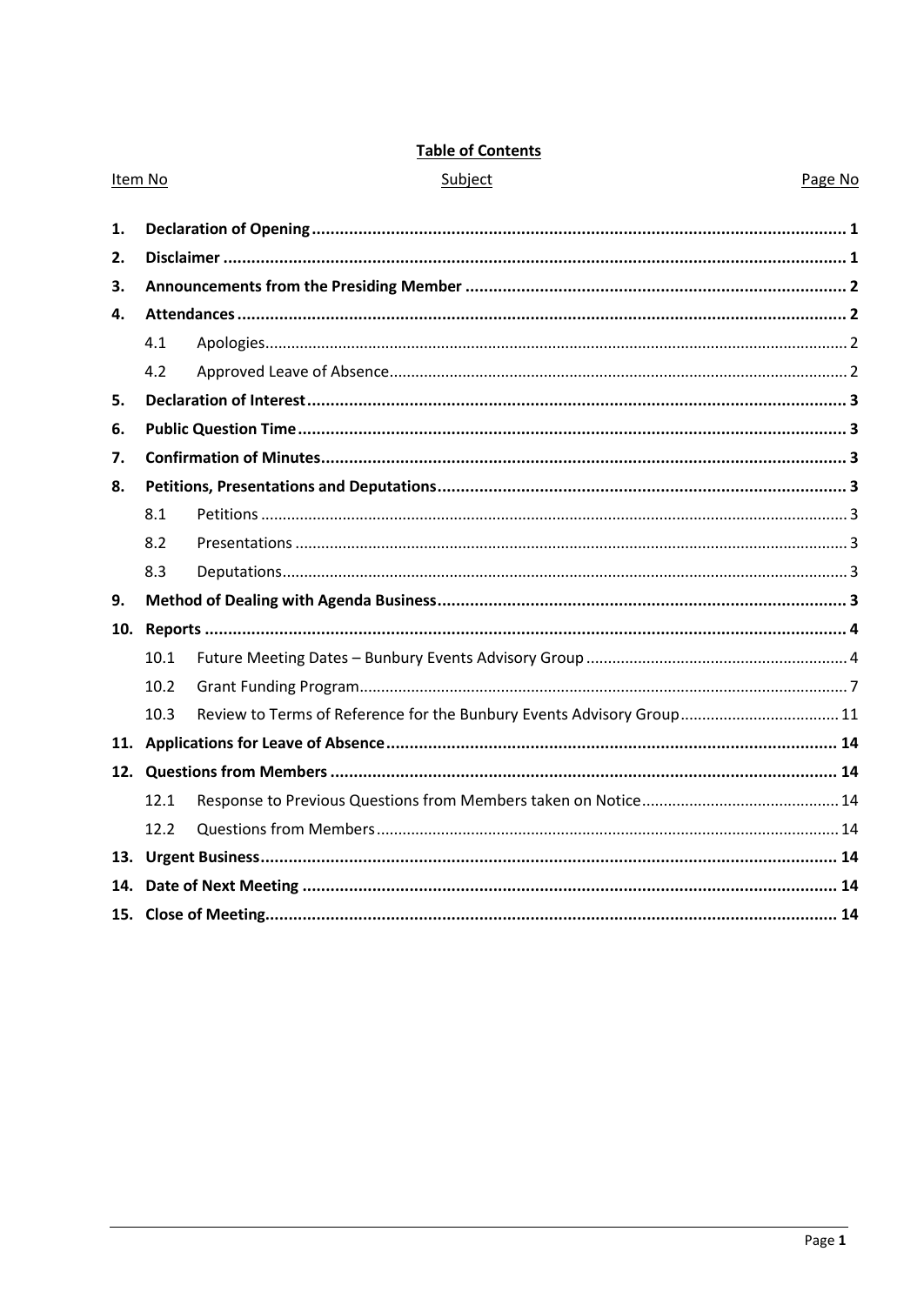**Table of Contents**

| Item No | Subject | Page No |
|---|---|---|
| **1.** | **Declaration of Opening** | **1** |
| **2.** | **Disclaimer** | **1** |
| **3.** | **Announcements from the Presiding Member** | **2** |
| **4.** | **Attendances** | **2** |
| 4.1 | Apologies | 2 |
| 4.2 | Approved Leave of Absence | 2 |
| **5.** | **Declaration of Interest** | **3** |
| **6.** | **Public Question Time** | **3** |
| **7.** | **Confirmation of Minutes** | **3** |
| **8.** | **Petitions, Presentations and Deputations** | **3** |
| 8.1 | Petitions | 3 |
| 8.2 | Presentations | 3 |
| 8.3 | Deputations | 3 |
| **9.** | **Method of Dealing with Agenda Business** | **3** |
| **10.** | **Reports** | **4** |
| 10.1 | Future Meeting Dates – Bunbury Events Advisory Group | 4 |
| 10.2 | Grant Funding Program | 7 |
| 10.3 | Review to Terms of Reference for the Bunbury Events Advisory Group | 11 |
| **11.** | **Applications for Leave of Absence** | **14** |
| **12.** | **Questions from Members** | **14** |
| 12.1 | Response to Previous Questions from Members taken on Notice | 14 |
| 12.2 | Questions from Members | 14 |
| **13.** | **Urgent Business** | **14** |
| **14.** | **Date of Next Meeting** | **14** |
| **15.** | **Close of Meeting** | **14** |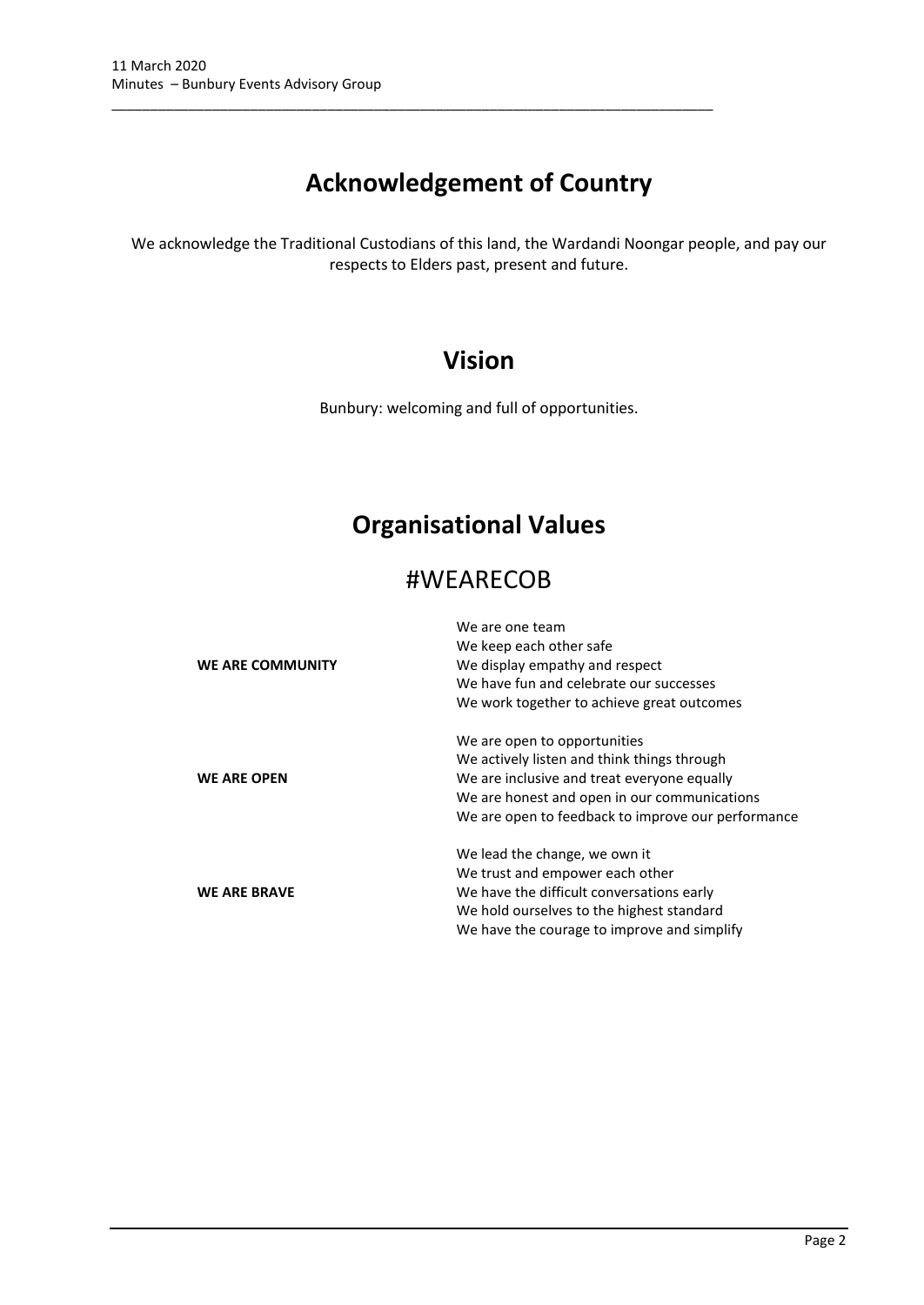# Acknowledgement of Country

We acknowledge the Traditional Custodians of this land, the Wardandi Noongar people, and pay our respects to Elders past, present and future.

# Vision

Bunbury: welcoming and full of opportunities.

# Organisational Values

## #WEARECOB

| | |
|---|---|
| **WE ARE COMMUNITY** | We are one team<br>We keep each other safe<br>We display empathy and respect<br>We have fun and celebrate our successes<br>We work together to achieve great outcomes |
| **WE ARE OPEN** | We are open to opportunities<br>We actively listen and think things through<br>We are inclusive and treat everyone equally<br>We are honest and open in our communications<br>We are open to feedback to improve our performance |
| **WE ARE BRAVE** | We lead the change, we own it<br>We trust and empower each other<br>We have the difficult conversations early<br>We hold ourselves to the highest standard<br>We have the courage to improve and simplify |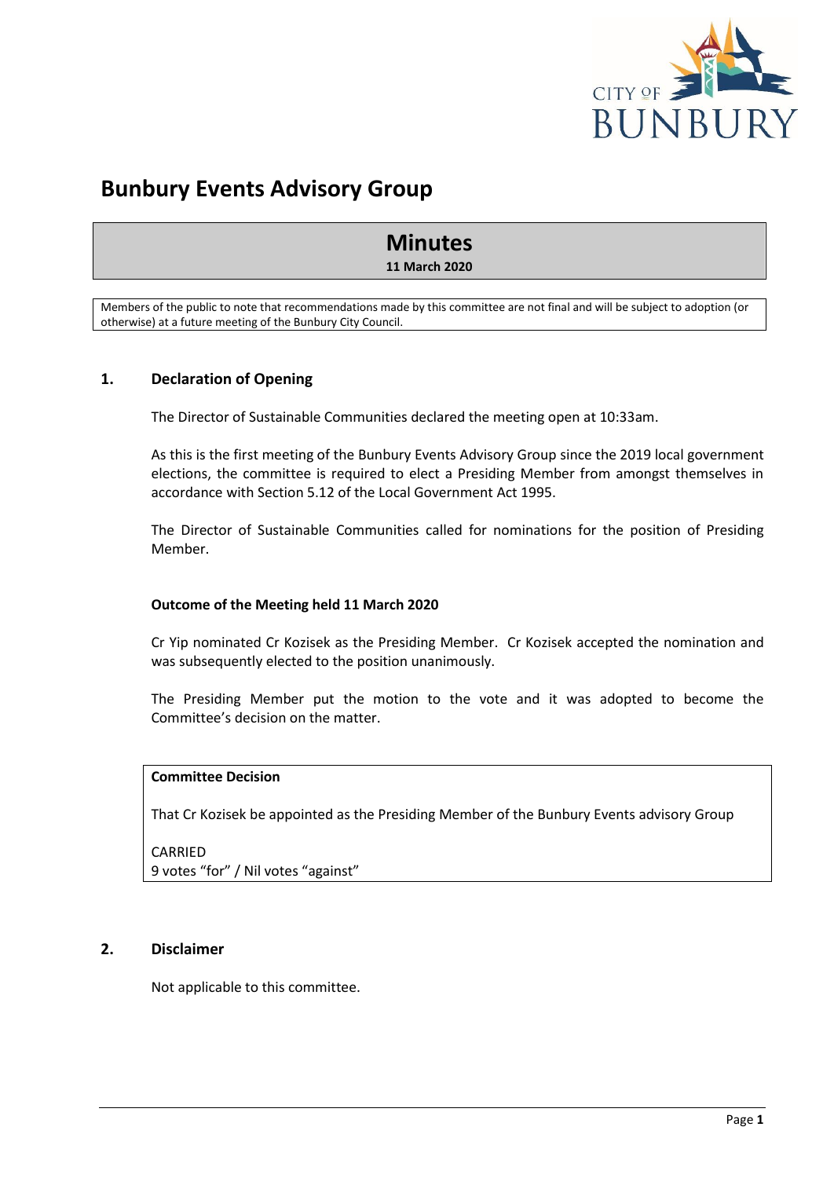# Bunbury Events Advisory Group

## Minutes

**11 March 2020**

Members of the public to note that recommendations made by this committee are not final and will be subject to adoption (or otherwise) at a future meeting of the Bunbury City Council.

## 1. Declaration of Opening

The Director of Sustainable Communities declared the meeting open at 10:33am.

As this is the first meeting of the Bunbury Events Advisory Group since the 2019 local government elections, the committee is required to elect a Presiding Member from amongst themselves in accordance with Section 5.12 of the Local Government Act 1995.

The Director of Sustainable Communities called for nominations for the position of Presiding Member.

**Outcome of the Meeting held 11 March 2020**

Cr Yip nominated Cr Kozisek as the Presiding Member. Cr Kozisek accepted the nomination and was subsequently elected to the position unanimously.

The Presiding Member put the motion to the vote and it was adopted to become the Committee's decision on the matter.

**Committee Decision**

That Cr Kozisek be appointed as the Presiding Member of the Bunbury Events advisory Group

CARRIED
9 votes "for" / Nil votes "against"

## 2. Disclaimer

Not applicable to this committee.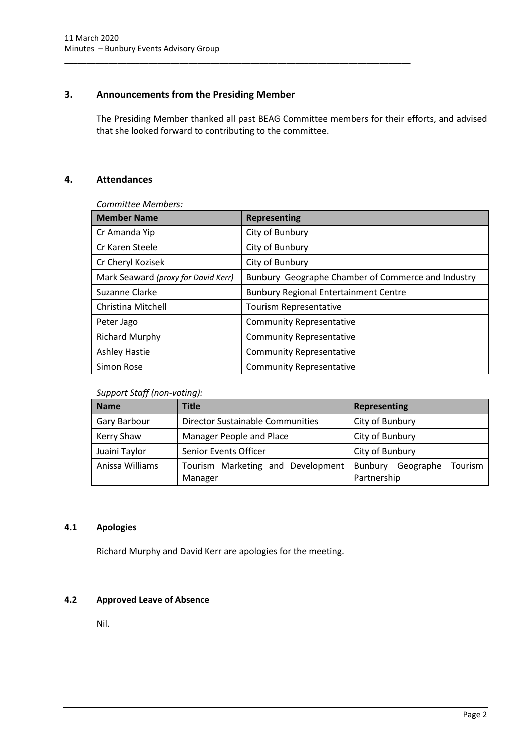## 3. Announcements from the Presiding Member

The Presiding Member thanked all past BEAG Committee members for their efforts, and advised that she looked forward to contributing to the committee.

## 4. Attendances

*Committee Members:*

| Member Name | Representing |
|---|---|
| Cr Amanda Yip | City of Bunbury |
| Cr Karen Steele | City of Bunbury |
| Cr Cheryl Kozisek | City of Bunbury |
| Mark Seaward *(proxy for David Kerr)* | Bunbury Geographe Chamber of Commerce and Industry |
| Suzanne Clarke | Bunbury Regional Entertainment Centre |
| Christina Mitchell | Tourism Representative |
| Peter Jago | Community Representative |
| Richard Murphy | Community Representative |
| Ashley Hastie | Community Representative |
| Simon Rose | Community Representative |

*Support Staff (non-voting):*

| Name | Title | Representing |
|---|---|---|
| Gary Barbour | Director Sustainable Communities | City of Bunbury |
| Kerry Shaw | Manager People and Place | City of Bunbury |
| Juaini Taylor | Senior Events Officer | City of Bunbury |
| Anissa Williams | Tourism Marketing and Development Manager | Bunbury Geographe Tourism Partnership |

### 4.1 Apologies

Richard Murphy and David Kerr are apologies for the meeting.

### 4.2 Approved Leave of Absence

Nil.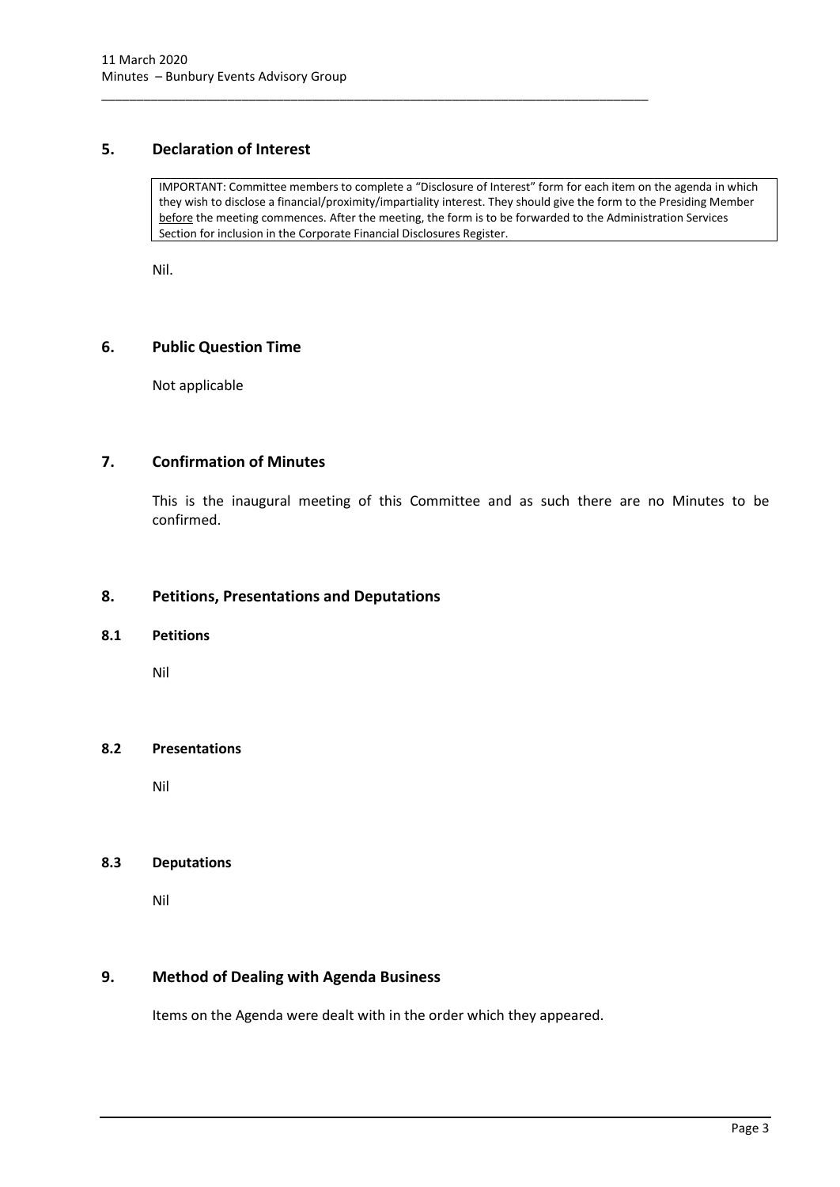## 5. Declaration of Interest

> IMPORTANT: Committee members to complete a "Disclosure of Interest" form for each item on the agenda in which they wish to disclose a financial/proximity/impartiality interest. They should give the form to the Presiding Member <u>before</u> the meeting commences. After the meeting, the form is to be forwarded to the Administration Services Section for inclusion in the Corporate Financial Disclosures Register.

Nil.

## 6. Public Question Time

Not applicable

## 7. Confirmation of Minutes

This is the inaugural meeting of this Committee and as such there are no Minutes to be confirmed.

## 8. Petitions, Presentations and Deputations

### 8.1 Petitions

Nil

### 8.2 Presentations

Nil

### 8.3 Deputations

Nil

## 9. Method of Dealing with Agenda Business

Items on the Agenda were dealt with in the order which they appeared.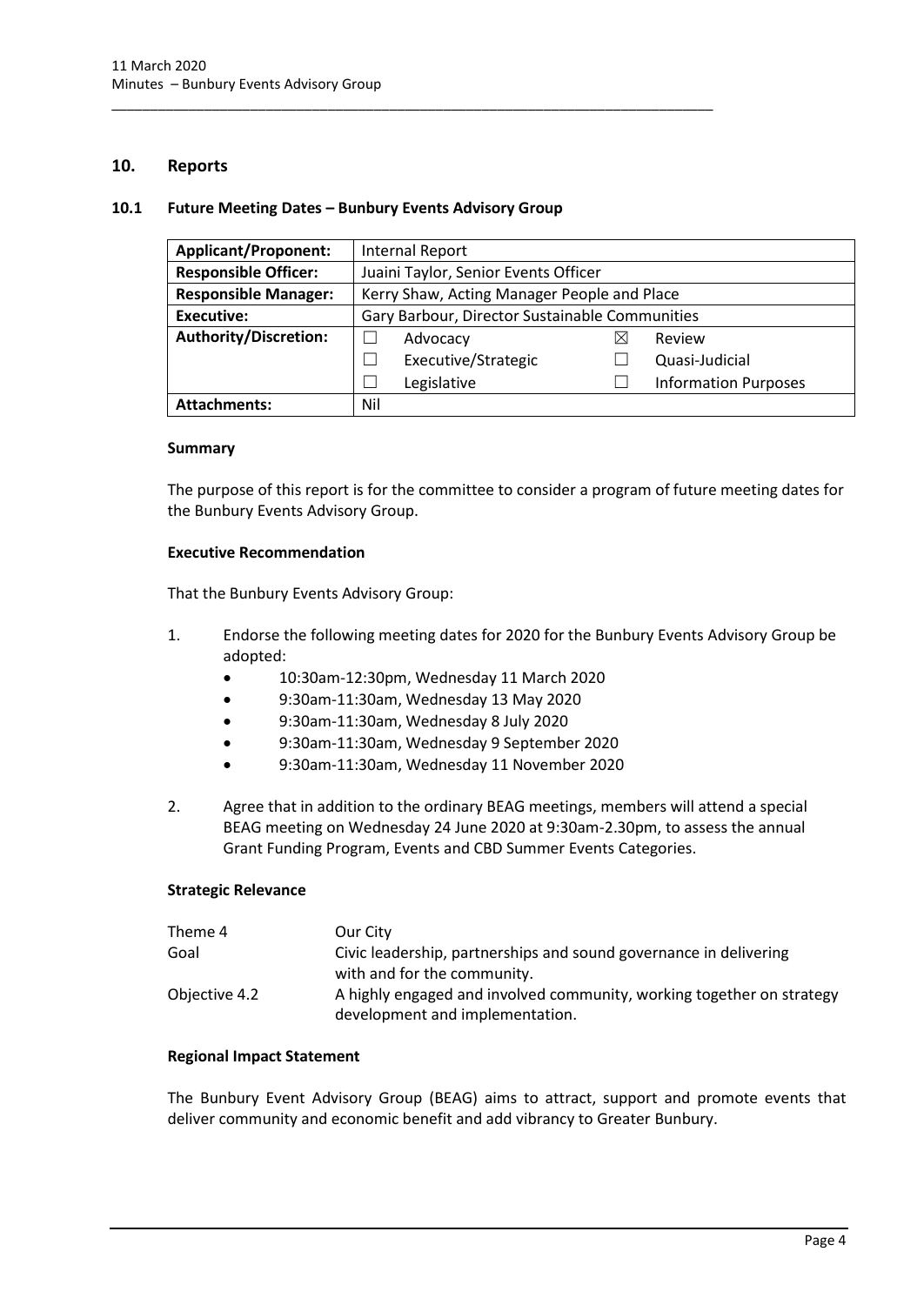## 10. Reports

### 10.1 Future Meeting Dates – Bunbury Events Advisory Group

| | | | |
|---|---|---|---|
| **Applicant/Proponent:** | Internal Report | | |
| **Responsible Officer:** | Juaini Taylor, Senior Events Officer | | |
| **Responsible Manager:** | Kerry Shaw, Acting Manager People and Place | | |
| **Executive:** | Gary Barbour, Director Sustainable Communities | | |
| **Authority/Discretion:** | ☐ Advocacy | ☒ | Review |
| | ☐ Executive/Strategic | ☐ | Quasi-Judicial |
| | ☐ Legislative | ☐ | Information Purposes |
| **Attachments:** | Nil | | |

**Summary**

The purpose of this report is for the committee to consider a program of future meeting dates for the Bunbury Events Advisory Group.

**Executive Recommendation**

That the Bunbury Events Advisory Group:

1. Endorse the following meeting dates for 2020 for the Bunbury Events Advisory Group be adopted:
   - 10:30am-12:30pm, Wednesday 11 March 2020
   - 9:30am-11:30am, Wednesday 13 May 2020
   - 9:30am-11:30am, Wednesday 8 July 2020
   - 9:30am-11:30am, Wednesday 9 September 2020
   - 9:30am-11:30am, Wednesday 11 November 2020

2. Agree that in addition to the ordinary BEAG meetings, members will attend a special BEAG meeting on Wednesday 24 June 2020 at 9:30am-2.30pm, to assess the annual Grant Funding Program, Events and CBD Summer Events Categories.

**Strategic Relevance**

| | |
|---|---|
| Theme 4 | Our City |
| Goal | Civic leadership, partnerships and sound governance in delivering with and for the community. |
| Objective 4.2 | A highly engaged and involved community, working together on strategy development and implementation. |

**Regional Impact Statement**

The Bunbury Event Advisory Group (BEAG) aims to attract, support and promote events that deliver community and economic benefit and add vibrancy to Greater Bunbury.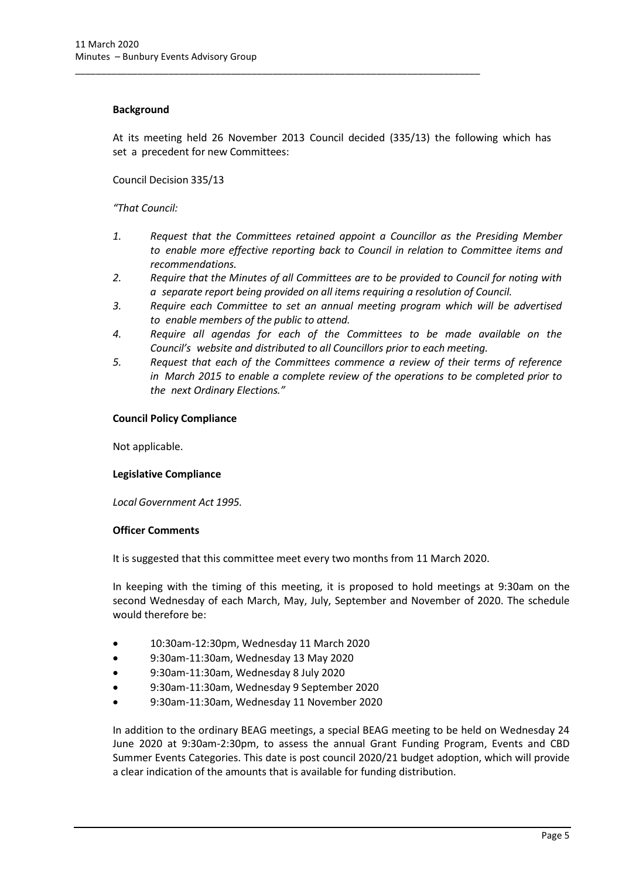**Background**

At its meeting held 26 November 2013 Council decided (335/13) the following which has set a precedent for new Committees:

Council Decision 335/13

*"That Council:*

1. *Request that the Committees retained appoint a Councillor as the Presiding Member to enable more effective reporting back to Council in relation to Committee items and recommendations.*
2. *Require that the Minutes of all Committees are to be provided to Council for noting with a separate report being provided on all items requiring a resolution of Council.*
3. *Require each Committee to set an annual meeting program which will be advertised to enable members of the public to attend.*
4. *Require all agendas for each of the Committees to be made available on the Council's website and distributed to all Councillors prior to each meeting.*
5. *Request that each of the Committees commence a review of their terms of reference in March 2015 to enable a complete review of the operations to be completed prior to the next Ordinary Elections."*

**Council Policy Compliance**

Not applicable.

**Legislative Compliance**

*Local Government Act 1995.*

**Officer Comments**

It is suggested that this committee meet every two months from 11 March 2020.

In keeping with the timing of this meeting, it is proposed to hold meetings at 9:30am on the second Wednesday of each March, May, July, September and November of 2020. The schedule would therefore be:

- 10:30am-12:30pm, Wednesday 11 March 2020
- 9:30am-11:30am, Wednesday 13 May 2020
- 9:30am-11:30am, Wednesday 8 July 2020
- 9:30am-11:30am, Wednesday 9 September 2020
- 9:30am-11:30am, Wednesday 11 November 2020

In addition to the ordinary BEAG meetings, a special BEAG meeting to be held on Wednesday 24 June 2020 at 9:30am-2:30pm, to assess the annual Grant Funding Program, Events and CBD Summer Events Categories. This date is post council 2020/21 budget adoption, which will provide a clear indication of the amounts that is available for funding distribution.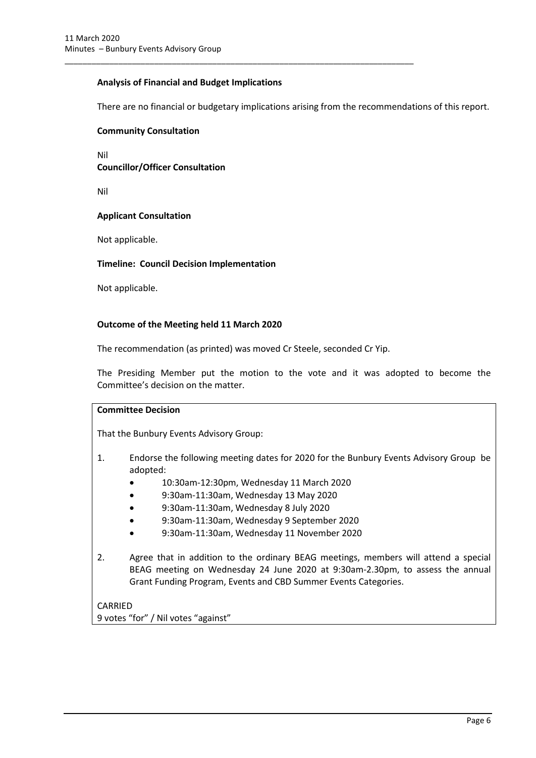**Analysis of Financial and Budget Implications**

There are no financial or budgetary implications arising from the recommendations of this report.

**Community Consultation**

Nil

**Councillor/Officer Consultation**

Nil

**Applicant Consultation**

Not applicable.

**Timeline: Council Decision Implementation**

Not applicable.

**Outcome of the Meeting held 11 March 2020**

The recommendation (as printed) was moved Cr Steele, seconded Cr Yip.

The Presiding Member put the motion to the vote and it was adopted to become the Committee's decision on the matter.

**Committee Decision**

That the Bunbury Events Advisory Group:

1. Endorse the following meeting dates for 2020 for the Bunbury Events Advisory Group be adopted:
   - 10:30am-12:30pm, Wednesday 11 March 2020
   - 9:30am-11:30am, Wednesday 13 May 2020
   - 9:30am-11:30am, Wednesday 8 July 2020
   - 9:30am-11:30am, Wednesday 9 September 2020
   - 9:30am-11:30am, Wednesday 11 November 2020

2. Agree that in addition to the ordinary BEAG meetings, members will attend a special BEAG meeting on Wednesday 24 June 2020 at 9:30am-2.30pm, to assess the annual Grant Funding Program, Events and CBD Summer Events Categories.

CARRIED
9 votes "for" / Nil votes "against"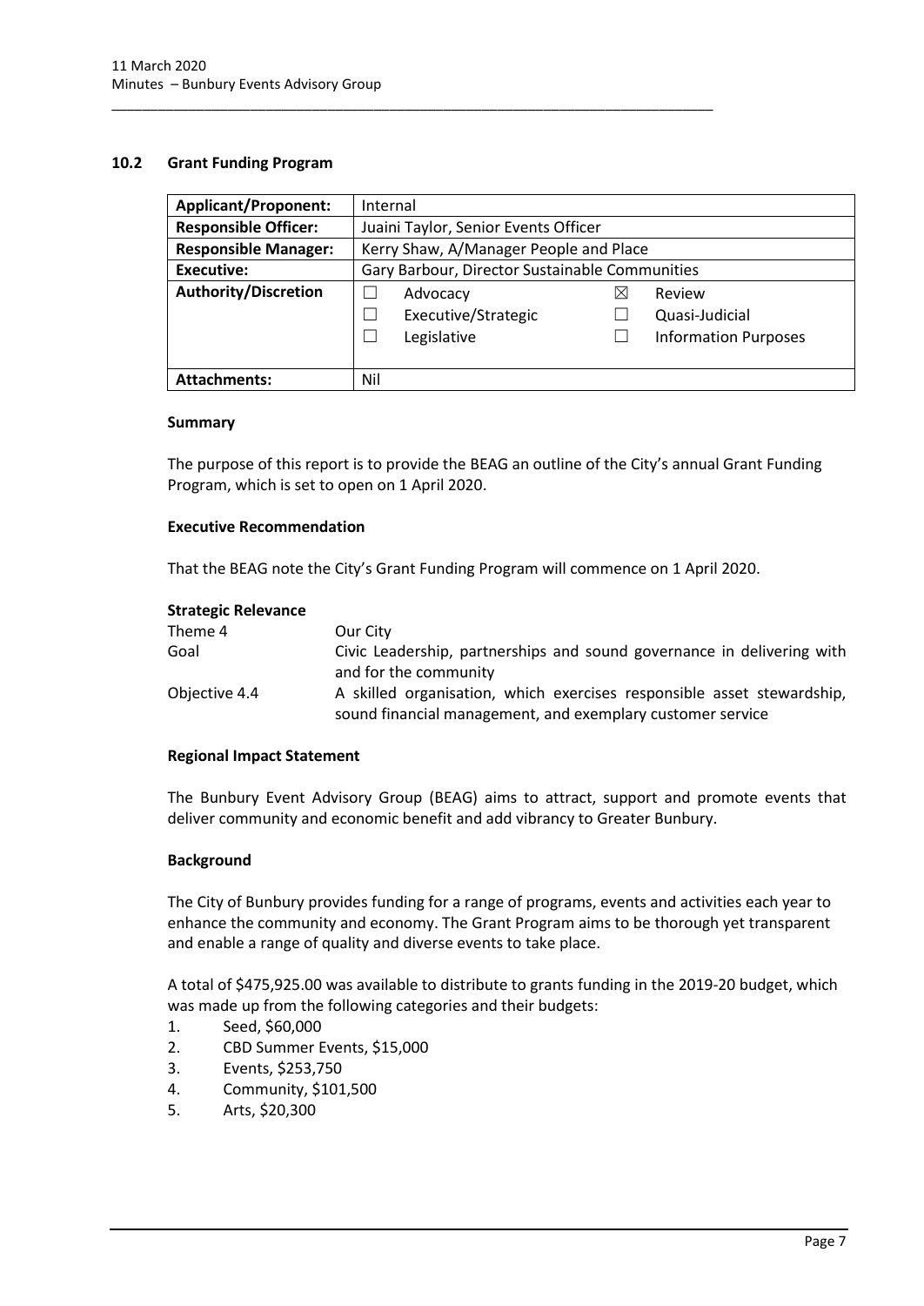## 10.2 Grant Funding Program

| **Applicant/Proponent:** | Internal | | | |
|---|---|---|---|---|
| **Responsible Officer:** | Juaini Taylor, Senior Events Officer | | | |
| **Responsible Manager:** | Kerry Shaw, A/Manager People and Place | | | |
| **Executive:** | Gary Barbour, Director Sustainable Communities | | | |
| **Authority/Discretion** | ☐ | Advocacy | ☒ | Review |
| | ☐ | Executive/Strategic | ☐ | Quasi-Judicial |
| | ☐ | Legislative | ☐ | Information Purposes |
| **Attachments:** | Nil | | | |

### Summary

The purpose of this report is to provide the BEAG an outline of the City's annual Grant Funding Program, which is set to open on 1 April 2020.

### Executive Recommendation

That the BEAG note the City's Grant Funding Program will commence on 1 April 2020.

### Strategic Relevance

| | |
|---|---|
| Theme 4 | Our City |
| Goal | Civic Leadership, partnerships and sound governance in delivering with and for the community |
| Objective 4.4 | A skilled organisation, which exercises responsible asset stewardship, sound financial management, and exemplary customer service |

### Regional Impact Statement

The Bunbury Event Advisory Group (BEAG) aims to attract, support and promote events that deliver community and economic benefit and add vibrancy to Greater Bunbury.

### Background

The City of Bunbury provides funding for a range of programs, events and activities each year to enhance the community and economy. The Grant Program aims to be thorough yet transparent and enable a range of quality and diverse events to take place.

A total of $475,925.00 was available to distribute to grants funding in the 2019-20 budget, which was made up from the following categories and their budgets:

1. Seed, $60,000
2. CBD Summer Events, $15,000
3. Events, $253,750
4. Community, $101,500
5. Arts, $20,300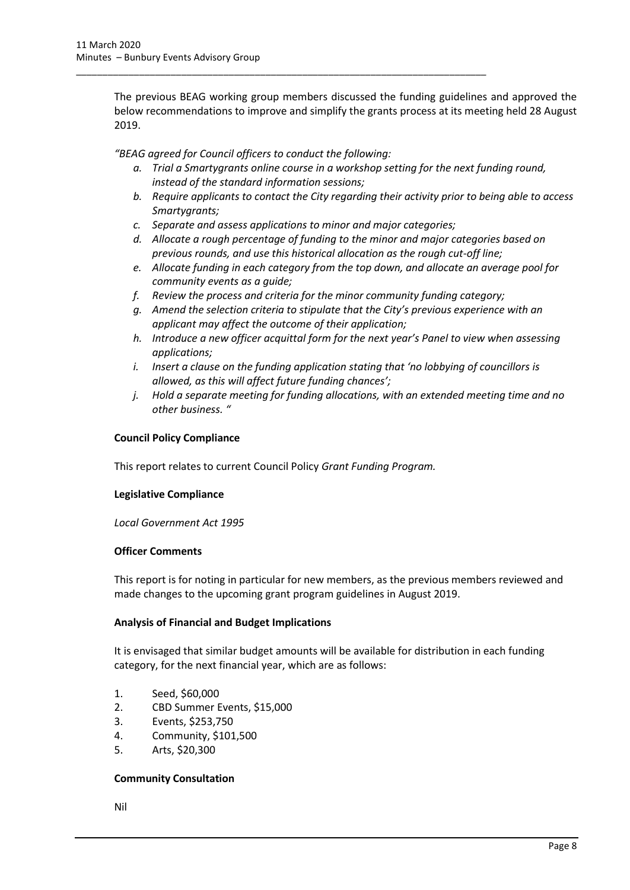The previous BEAG working group members discussed the funding guidelines and approved the below recommendations to improve and simplify the grants process at its meeting held 28 August 2019.

*"BEAG agreed for Council officers to conduct the following:*

*a. Trial a Smartygrants online course in a workshop setting for the next funding round, instead of the standard information sessions;*
*b. Require applicants to contact the City regarding their activity prior to being able to access Smartygrants;*
*c. Separate and assess applications to minor and major categories;*
*d. Allocate a rough percentage of funding to the minor and major categories based on previous rounds, and use this historical allocation as the rough cut-off line;*
*e. Allocate funding in each category from the top down, and allocate an average pool for community events as a guide;*
*f. Review the process and criteria for the minor community funding category;*
*g. Amend the selection criteria to stipulate that the City's previous experience with an applicant may affect the outcome of their application;*
*h. Introduce a new officer acquittal form for the next year's Panel to view when assessing applications;*
*i. Insert a clause on the funding application stating that 'no lobbying of councillors is allowed, as this will affect future funding chances';*
*j. Hold a separate meeting for funding allocations, with an extended meeting time and no other business. "*

**Council Policy Compliance**

This report relates to current Council Policy *Grant Funding Program.*

**Legislative Compliance**

*Local Government Act 1995*

**Officer Comments**

This report is for noting in particular for new members, as the previous members reviewed and made changes to the upcoming grant program guidelines in August 2019.

**Analysis of Financial and Budget Implications**

It is envisaged that similar budget amounts will be available for distribution in each funding category, for the next financial year, which are as follows:

1. Seed, $60,000
2. CBD Summer Events, $15,000
3. Events, $253,750
4. Community, $101,500
5. Arts, $20,300

**Community Consultation**

Nil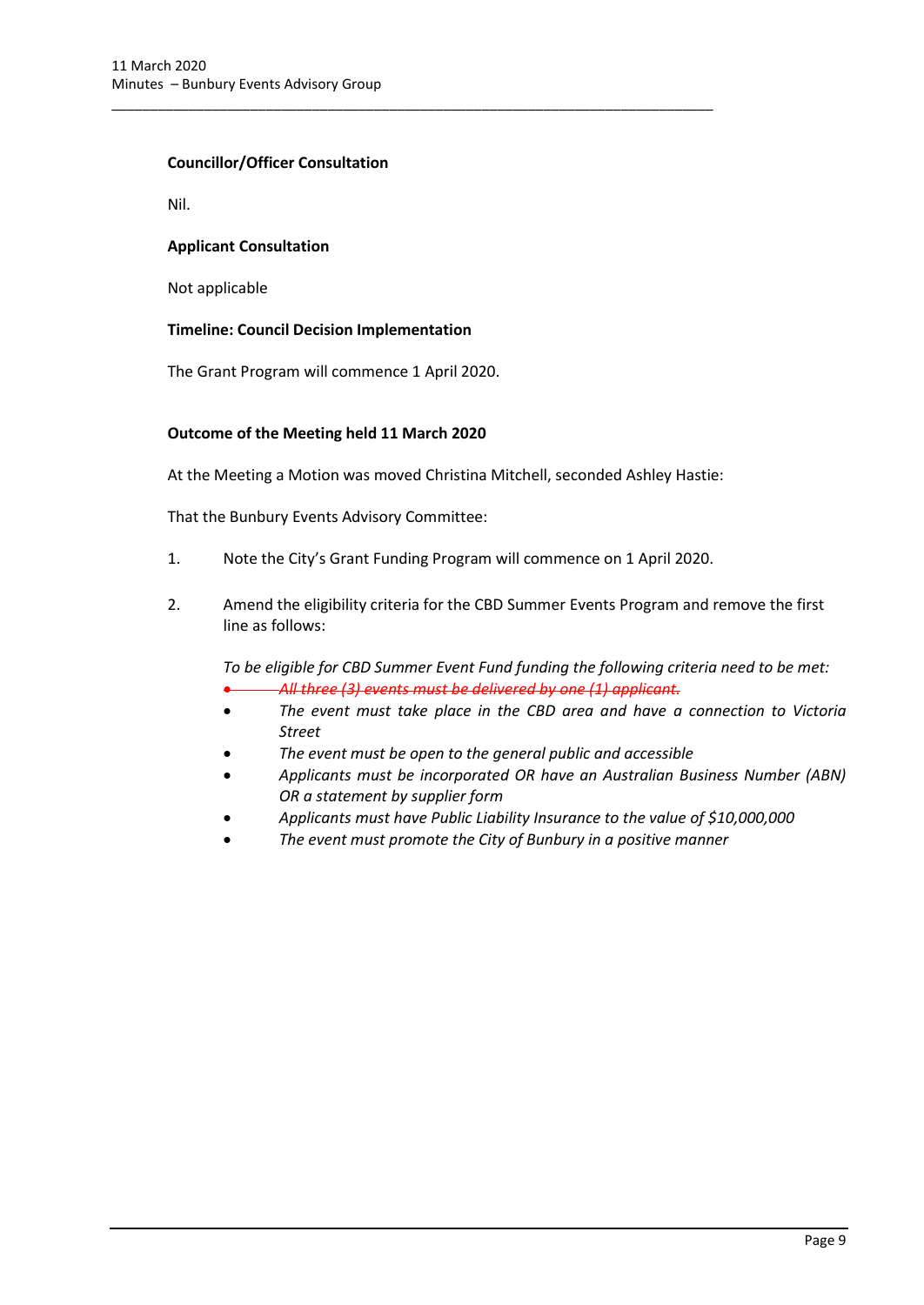**Councillor/Officer Consultation**

Nil.

**Applicant Consultation**

Not applicable

**Timeline: Council Decision Implementation**

The Grant Program will commence 1 April 2020.

**Outcome of the Meeting held 11 March 2020**

At the Meeting a Motion was moved Christina Mitchell, seconded Ashley Hastie:

That the Bunbury Events Advisory Committee:

1. Note the City's Grant Funding Program will commence on 1 April 2020.

2. Amend the eligibility criteria for the CBD Summer Events Program and remove the first line as follows:

   *To be eligible for CBD Summer Event Fund funding the following criteria need to be met:*
   - ~~*All three (3) events must be delivered by one (1) applicant.*~~
   - *The event must take place in the CBD area and have a connection to Victoria Street*
   - *The event must be open to the general public and accessible*
   - *Applicants must be incorporated OR have an Australian Business Number (ABN) OR a statement by supplier form*
   - *Applicants must have Public Liability Insurance to the value of $10,000,000*
   - *The event must promote the City of Bunbury in a positive manner*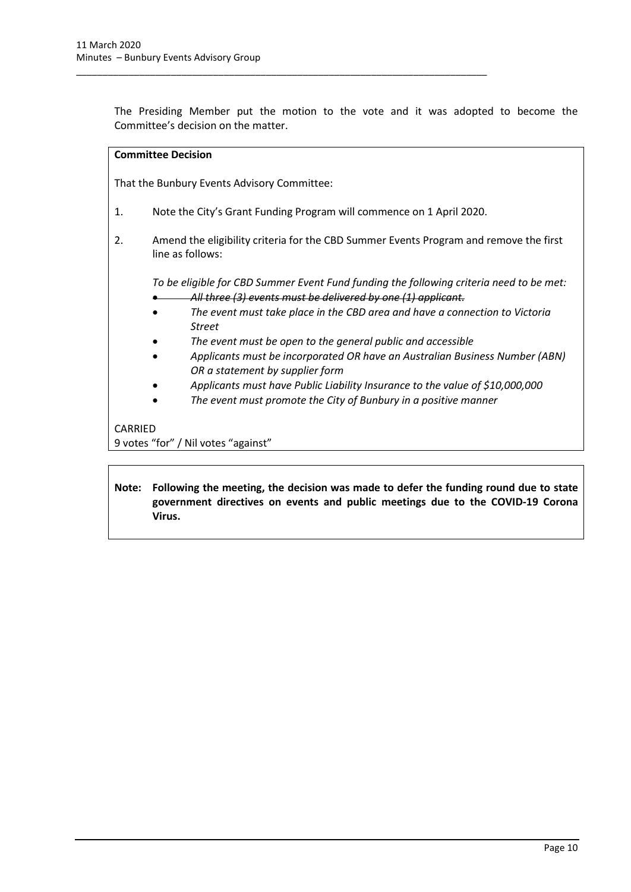The Presiding Member put the motion to the vote and it was adopted to become the Committee's decision on the matter.

**Committee Decision**

That the Bunbury Events Advisory Committee:

1. Note the City's Grant Funding Program will commence on 1 April 2020.

2. Amend the eligibility criteria for the CBD Summer Events Program and remove the first line as follows:

   *To be eligible for CBD Summer Event Fund funding the following criteria need to be met:*

   - ~~*All three (3) events must be delivered by one (1) applicant.*~~
   - *The event must take place in the CBD area and have a connection to Victoria Street*
   - *The event must be open to the general public and accessible*
   - *Applicants must be incorporated OR have an Australian Business Number (ABN) OR a statement by supplier form*
   - *Applicants must have Public Liability Insurance to the value of $10,000,000*
   - *The event must promote the City of Bunbury in a positive manner*

CARRIED
9 votes "for" / Nil votes "against"

**Note: Following the meeting, the decision was made to defer the funding round due to state government directives on events and public meetings due to the COVID-19 Corona Virus.**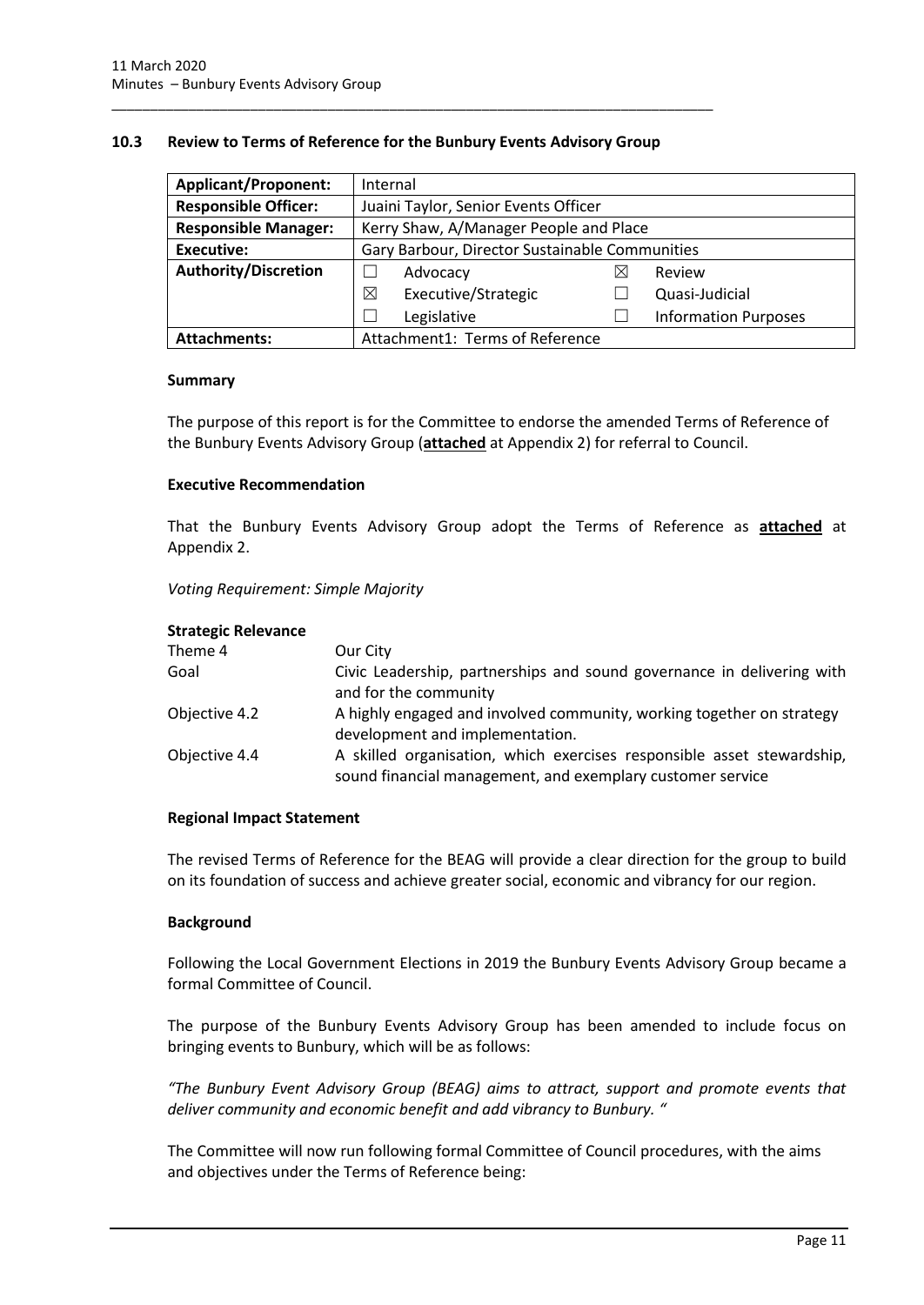## 10.3 Review to Terms of Reference for the Bunbury Events Advisory Group

| **Applicant/Proponent:** | Internal | | | |
|---|---|---|---|---|
| **Responsible Officer:** | Juaini Taylor, Senior Events Officer | | | |
| **Responsible Manager:** | Kerry Shaw, A/Manager People and Place | | | |
| **Executive:** | Gary Barbour, Director Sustainable Communities | | | |
| **Authority/Discretion** | ☐ | Advocacy | ☒ | Review |
| | ☒ | Executive/Strategic | ☐ | Quasi-Judicial |
| | ☐ | Legislative | ☐ | Information Purposes |
| **Attachments:** | Attachment1: Terms of Reference | | | |

### Summary

The purpose of this report is for the Committee to endorse the amended Terms of Reference of the Bunbury Events Advisory Group (**attached** at Appendix 2) for referral to Council.

### Executive Recommendation

That the Bunbury Events Advisory Group adopt the Terms of Reference as **attached** at Appendix 2.

*Voting Requirement: Simple Majority*

### Strategic Relevance

| | |
|---|---|
| Theme 4 | Our City |
| Goal | Civic Leadership, partnerships and sound governance in delivering with and for the community |
| Objective 4.2 | A highly engaged and involved community, working together on strategy development and implementation. |
| Objective 4.4 | A skilled organisation, which exercises responsible asset stewardship, sound financial management, and exemplary customer service |

### Regional Impact Statement

The revised Terms of Reference for the BEAG will provide a clear direction for the group to build on its foundation of success and achieve greater social, economic and vibrancy for our region.

### Background

Following the Local Government Elections in 2019 the Bunbury Events Advisory Group became a formal Committee of Council.

The purpose of the Bunbury Events Advisory Group has been amended to include focus on bringing events to Bunbury, which will be as follows:

*"The Bunbury Event Advisory Group (BEAG) aims to attract, support and promote events that deliver community and economic benefit and add vibrancy to Bunbury. "*

The Committee will now run following formal Committee of Council procedures, with the aims and objectives under the Terms of Reference being: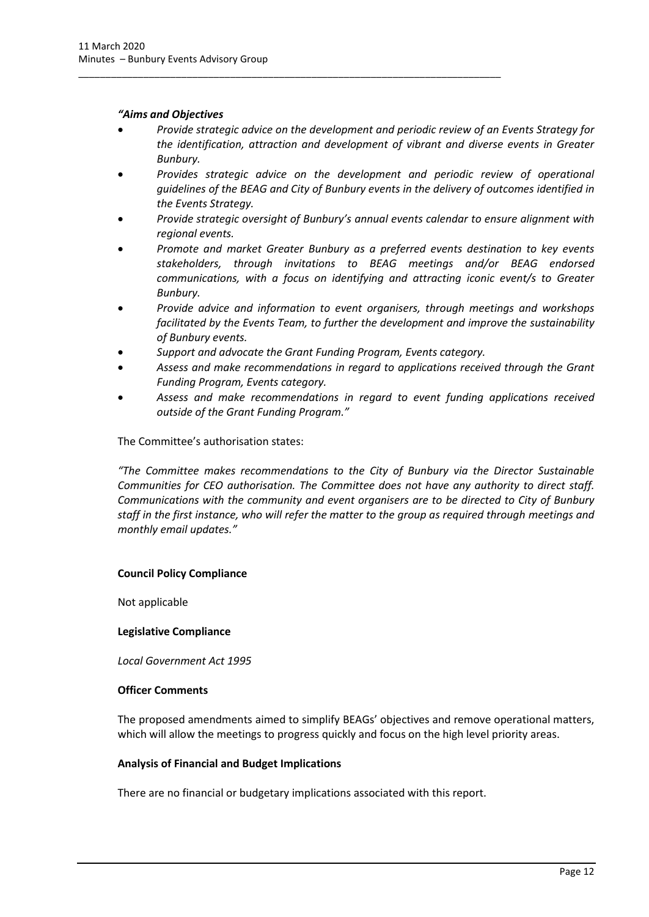*"Aims and Objectives*

- *Provide strategic advice on the development and periodic review of an Events Strategy for the identification, attraction and development of vibrant and diverse events in Greater Bunbury.*
- *Provides strategic advice on the development and periodic review of operational guidelines of the BEAG and City of Bunbury events in the delivery of outcomes identified in the Events Strategy.*
- *Provide strategic oversight of Bunbury's annual events calendar to ensure alignment with regional events.*
- *Promote and market Greater Bunbury as a preferred events destination to key events stakeholders, through invitations to BEAG meetings and/or BEAG endorsed communications, with a focus on identifying and attracting iconic event/s to Greater Bunbury.*
- *Provide advice and information to event organisers, through meetings and workshops facilitated by the Events Team, to further the development and improve the sustainability of Bunbury events.*
- *Support and advocate the Grant Funding Program, Events category.*
- *Assess and make recommendations in regard to applications received through the Grant Funding Program, Events category.*
- *Assess and make recommendations in regard to event funding applications received outside of the Grant Funding Program."*

The Committee's authorisation states:

*"The Committee makes recommendations to the City of Bunbury via the Director Sustainable Communities for CEO authorisation. The Committee does not have any authority to direct staff. Communications with the community and event organisers are to be directed to City of Bunbury staff in the first instance, who will refer the matter to the group as required through meetings and monthly email updates."*

**Council Policy Compliance**

Not applicable

**Legislative Compliance**

*Local Government Act 1995*

**Officer Comments**

The proposed amendments aimed to simplify BEAGs' objectives and remove operational matters, which will allow the meetings to progress quickly and focus on the high level priority areas.

**Analysis of Financial and Budget Implications**

There are no financial or budgetary implications associated with this report.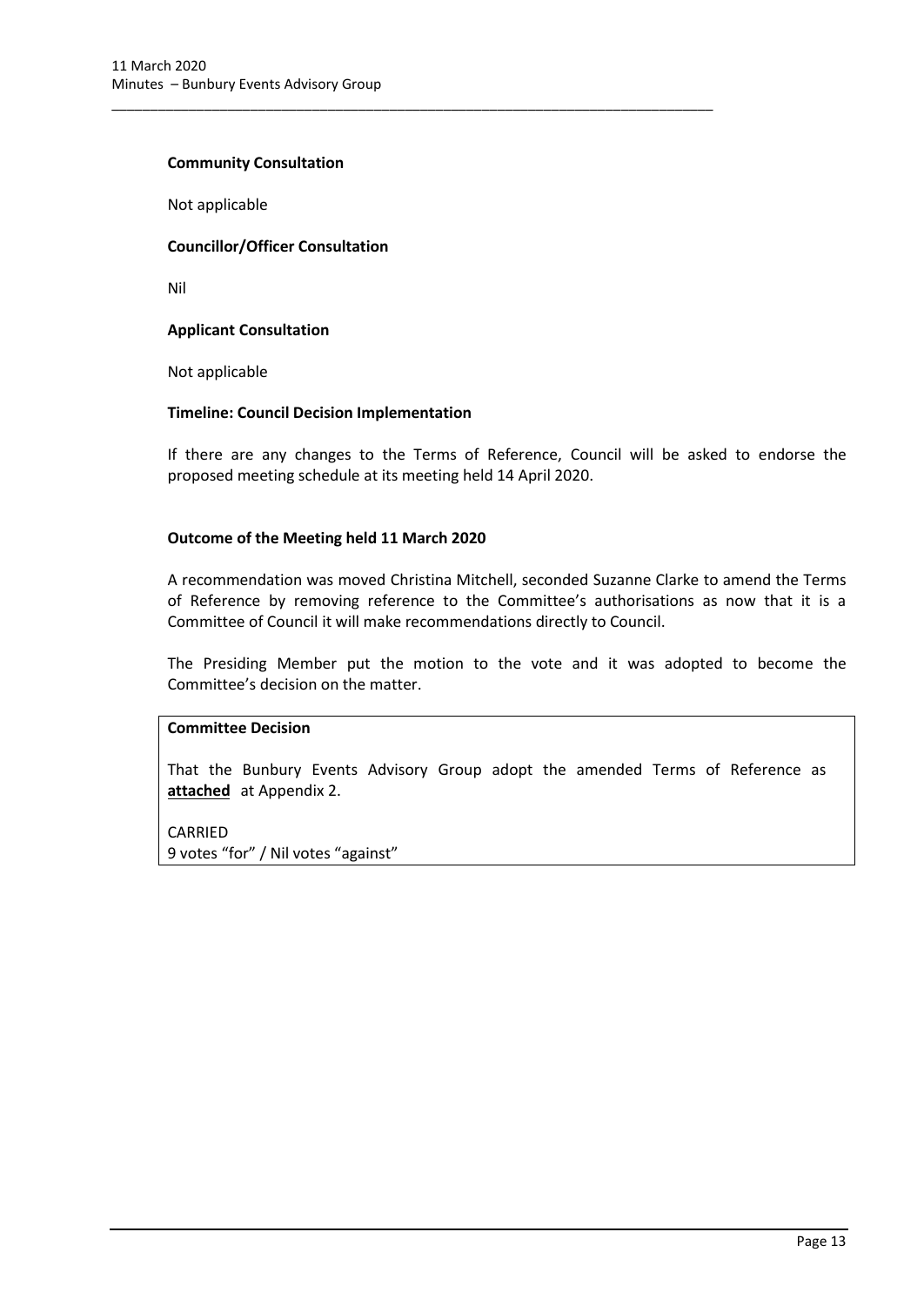**Community Consultation**

Not applicable

**Councillor/Officer Consultation**

Nil

**Applicant Consultation**

Not applicable

**Timeline: Council Decision Implementation**

If there are any changes to the Terms of Reference, Council will be asked to endorse the proposed meeting schedule at its meeting held 14 April 2020.

**Outcome of the Meeting held 11 March 2020**

A recommendation was moved Christina Mitchell, seconded Suzanne Clarke to amend the Terms of Reference by removing reference to the Committee's authorisations as now that it is a Committee of Council it will make recommendations directly to Council.

The Presiding Member put the motion to the vote and it was adopted to become the Committee's decision on the matter.

**Committee Decision**

That the Bunbury Events Advisory Group adopt the amended Terms of Reference as **attached** at Appendix 2.

CARRIED
9 votes "for" / Nil votes "against"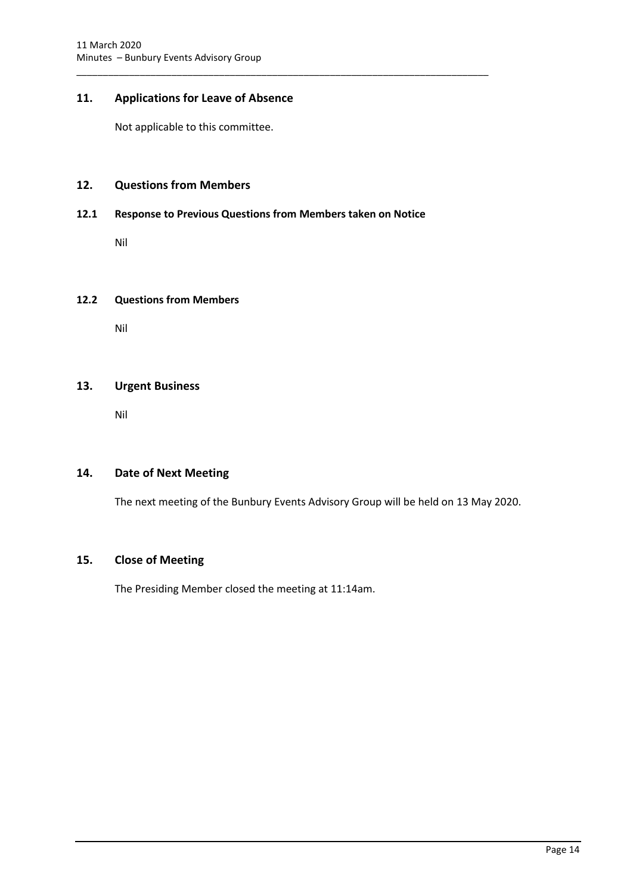## 11. Applications for Leave of Absence

Not applicable to this committee.

## 12. Questions from Members

### 12.1 Response to Previous Questions from Members taken on Notice

Nil

### 12.2 Questions from Members

Nil

## 13. Urgent Business

Nil

## 14. Date of Next Meeting

The next meeting of the Bunbury Events Advisory Group will be held on 13 May 2020.

## 15. Close of Meeting

The Presiding Member closed the meeting at 11:14am.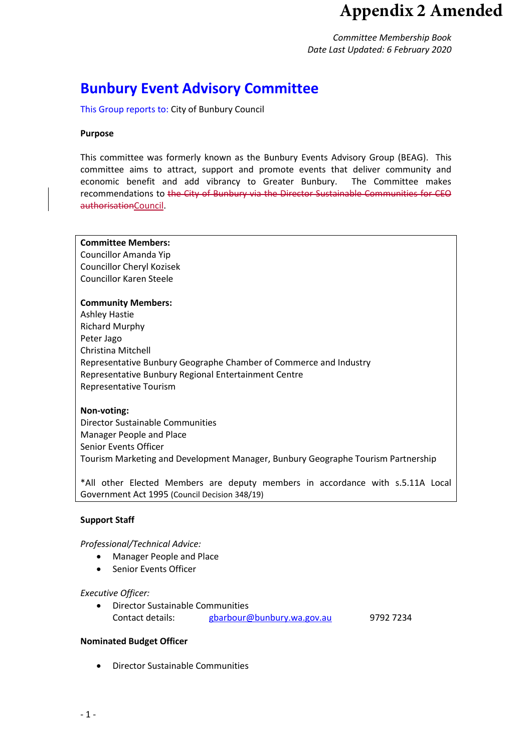# Appendix 2 Amended

*Committee Membership Book*
*Date Last Updated: 6 February 2020*

## Bunbury Event Advisory Committee

This Group reports to: City of Bunbury Council

**Purpose**

This committee was formerly known as the Bunbury Events Advisory Group (BEAG). This committee aims to attract, support and promote events that deliver community and economic benefit and add vibrancy to Greater Bunbury. The Committee makes recommendations to ~~the City of Bunbury via the Director Sustainable Communities for CEO authorisation~~Council.

**Committee Members:**
Councillor Amanda Yip
Councillor Cheryl Kozisek
Councillor Karen Steele

**Community Members:**
Ashley Hastie
Richard Murphy
Peter Jago
Christina Mitchell
Representative Bunbury Geographe Chamber of Commerce and Industry
Representative Bunbury Regional Entertainment Centre
Representative Tourism

**Non-voting:**
Director Sustainable Communities
Manager People and Place
Senior Events Officer
Tourism Marketing and Development Manager, Bunbury Geographe Tourism Partnership

*All other Elected Members are deputy members in accordance with s.5.11A Local Government Act 1995 (Council Decision 348/19)

**Support Staff**

*Professional/Technical Advice:*

- Manager People and Place
- Senior Events Officer

*Executive Officer:*

- Director Sustainable Communities
  Contact details: gbarbour@bunbury.wa.gov.au 9792 7234

**Nominated Budget Officer**

- Director Sustainable Communities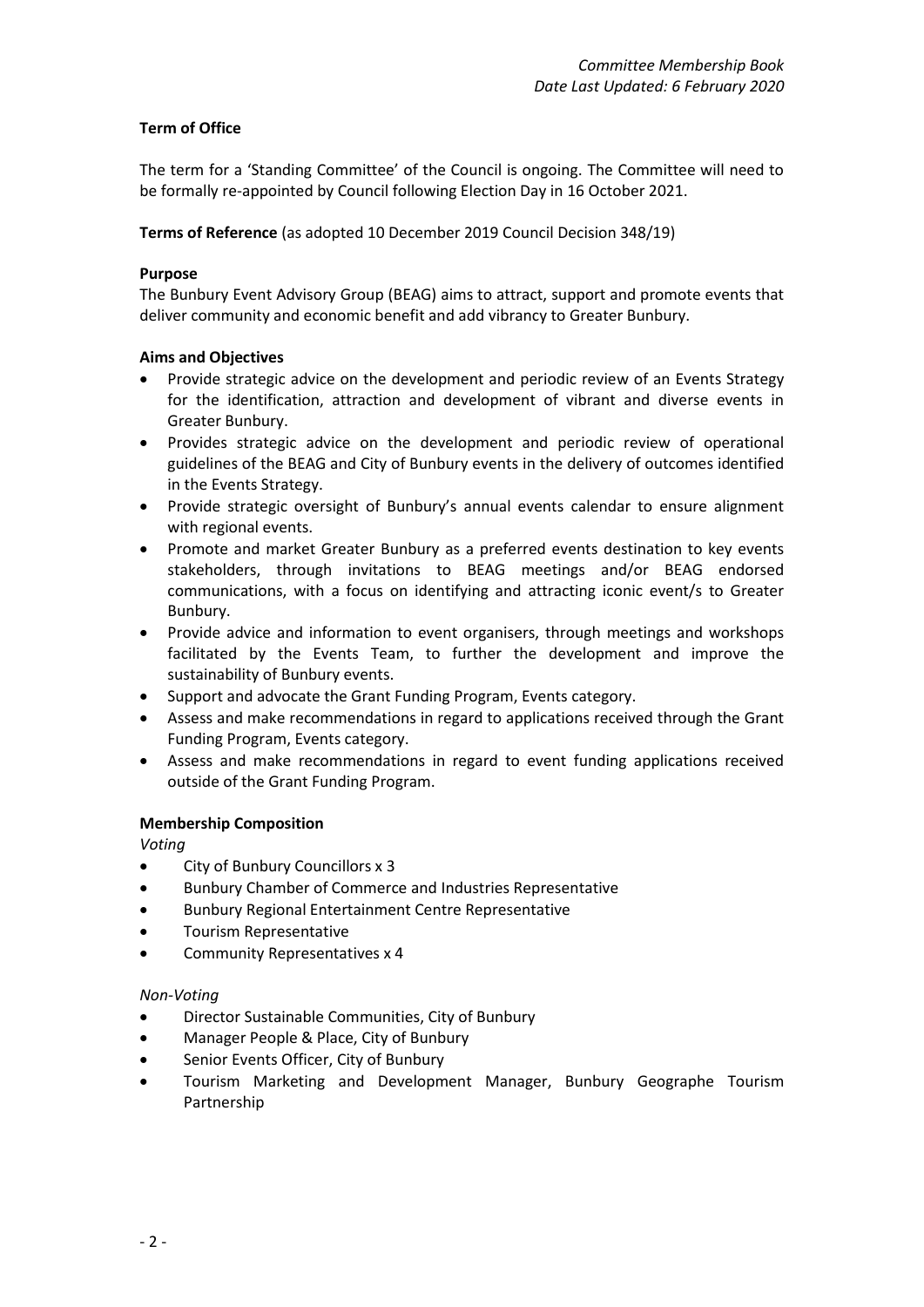**Term of Office**

The term for a 'Standing Committee' of the Council is ongoing. The Committee will need to be formally re-appointed by Council following Election Day in 16 October 2021.

**Terms of Reference** (as adopted 10 December 2019 Council Decision 348/19)

**Purpose**

The Bunbury Event Advisory Group (BEAG) aims to attract, support and promote events that deliver community and economic benefit and add vibrancy to Greater Bunbury.

**Aims and Objectives**

- Provide strategic advice on the development and periodic review of an Events Strategy for the identification, attraction and development of vibrant and diverse events in Greater Bunbury.
- Provides strategic advice on the development and periodic review of operational guidelines of the BEAG and City of Bunbury events in the delivery of outcomes identified in the Events Strategy.
- Provide strategic oversight of Bunbury's annual events calendar to ensure alignment with regional events.
- Promote and market Greater Bunbury as a preferred events destination to key events stakeholders, through invitations to BEAG meetings and/or BEAG endorsed communications, with a focus on identifying and attracting iconic event/s to Greater Bunbury.
- Provide advice and information to event organisers, through meetings and workshops facilitated by the Events Team, to further the development and improve the sustainability of Bunbury events.
- Support and advocate the Grant Funding Program, Events category.
- Assess and make recommendations in regard to applications received through the Grant Funding Program, Events category.
- Assess and make recommendations in regard to event funding applications received outside of the Grant Funding Program.

**Membership Composition**

*Voting*

- City of Bunbury Councillors x 3
- Bunbury Chamber of Commerce and Industries Representative
- Bunbury Regional Entertainment Centre Representative
- Tourism Representative
- Community Representatives x 4

*Non-Voting*

- Director Sustainable Communities, City of Bunbury
- Manager People & Place, City of Bunbury
- Senior Events Officer, City of Bunbury
- Tourism Marketing and Development Manager, Bunbury Geographe Tourism Partnership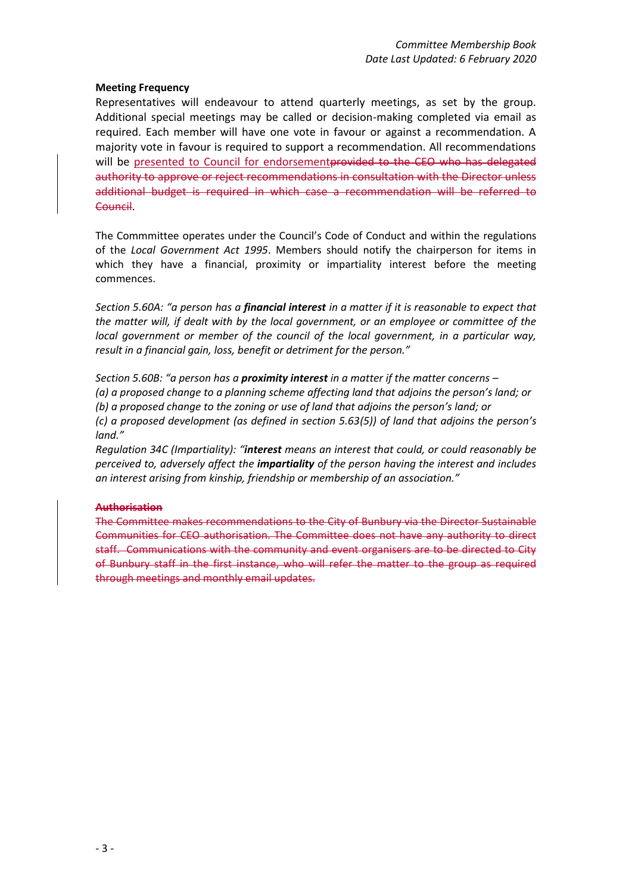**Meeting Frequency**

Representatives will endeavour to attend quarterly meetings, as set by the group. Additional special meetings may be called or decision-making completed via email as required. Each member will have one vote in favour or against a recommendation. A majority vote in favour is required to support a recommendation. All recommendations will be presented to Council for endorsement~~provided to the CEO who has delegated authority to approve or reject recommendations in consultation with the Director unless additional budget is required in which case a recommendation will be referred to Council~~.

The Commmittee operates under the Council's Code of Conduct and within the regulations of the *Local Government Act 1995*. Members should notify the chairperson for items in which they have a financial, proximity or impartiality interest before the meeting commences.

*Section 5.60A: "a person has a **financial interest** in a matter if it is reasonable to expect that the matter will, if dealt with by the local government, or an employee or committee of the local government or member of the council of the local government, in a particular way, result in a financial gain, loss, benefit or detriment for the person."*

*Section 5.60B: "a person has a **proximity interest** in a matter if the matter concerns –*
*(a) a proposed change to a planning scheme affecting land that adjoins the person's land; or*
*(b) a proposed change to the zoning or use of land that adjoins the person's land; or*
*(c) a proposed development (as defined in section 5.63(5)) of land that adjoins the person's land."*
*Regulation 34C (Impartiality): "**interest** means an interest that could, or could reasonably be perceived to, adversely affect the **impartiality** of the person having the interest and includes an interest arising from kinship, friendship or membership of an association."*

~~**Authorisation**~~

~~The Committee makes recommendations to the City of Bunbury via the Director Sustainable Communities for CEO authorisation. The Committee does not have any authority to direct staff. Communications with the community and event organisers are to be directed to City of Bunbury staff in the first instance, who will refer the matter to the group as required through meetings and monthly email updates.~~